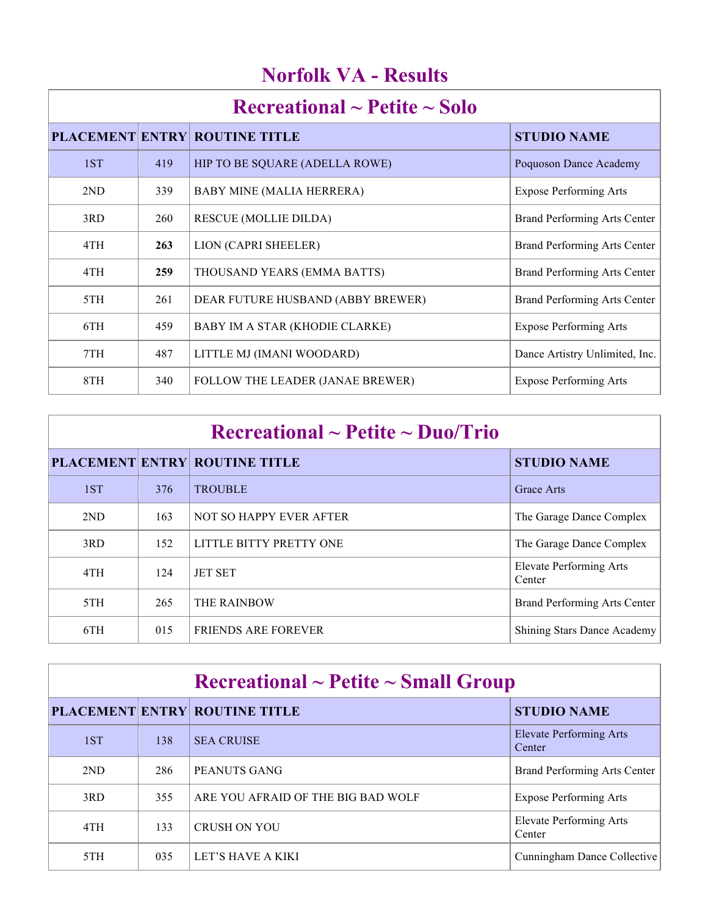# Norfolk VA - Results

## Recreational ~ Petite ~ Solo

| PLACEMENT | ENTRY | ROUTINE TITLE | STUDIO NAME |
|---|---|---|---|
| 1ST | 419 | HIP TO BE SQUARE (ADELLA ROWE) | Poquoson Dance Academy |
| 2ND | 339 | BABY MINE (MALIA HERRERA) | Expose Performing Arts |
| 3RD | 260 | RESCUE (MOLLIE DILDA) | Brand Performing Arts Center |
| 4TH | **263** | LION (CAPRI SHEELER) | Brand Performing Arts Center |
| 4TH | **259** | THOUSAND YEARS (EMMA BATTS) | Brand Performing Arts Center |
| 5TH | 261 | DEAR FUTURE HUSBAND (ABBY BREWER) | Brand Performing Arts Center |
| 6TH | 459 | BABY IM A STAR (KHODIE CLARKE) | Expose Performing Arts |
| 7TH | 487 | LITTLE MJ (IMANI WOODARD) | Dance Artistry Unlimited, Inc. |
| 8TH | 340 | FOLLOW THE LEADER (JANAE BREWER) | Expose Performing Arts |

## Recreational ~ Petite ~ Duo/Trio

| PLACEMENT | ENTRY | ROUTINE TITLE | STUDIO NAME |
|---|---|---|---|
| 1ST | 376 | TROUBLE | Grace Arts |
| 2ND | 163 | NOT SO HAPPY EVER AFTER | The Garage Dance Complex |
| 3RD | 152 | LITTLE BITTY PRETTY ONE | The Garage Dance Complex |
| 4TH | 124 | JET SET | Elevate Performing Arts Center |
| 5TH | 265 | THE RAINBOW | Brand Performing Arts Center |
| 6TH | 015 | FRIENDS ARE FOREVER | Shining Stars Dance Academy |

## Recreational ~ Petite ~ Small Group

| PLACEMENT | ENTRY | ROUTINE TITLE | STUDIO NAME |
|---|---|---|---|
| 1ST | 138 | SEA CRUISE | Elevate Performing Arts Center |
| 2ND | 286 | PEANUTS GANG | Brand Performing Arts Center |
| 3RD | 355 | ARE YOU AFRAID OF THE BIG BAD WOLF | Expose Performing Arts |
| 4TH | 133 | CRUSH ON YOU | Elevate Performing Arts Center |
| 5TH | 035 | LET'S HAVE A KIKI | Cunningham Dance Collective |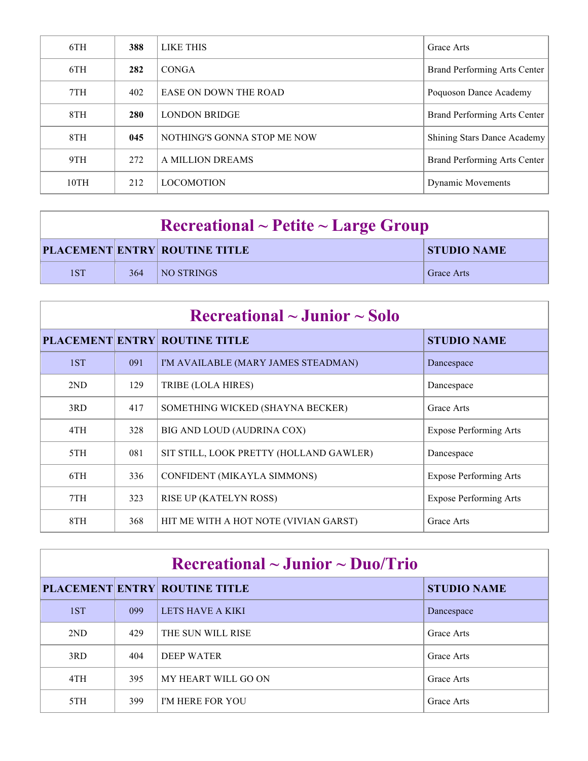| PLACEMENT | ENTRY | ROUTINE TITLE | STUDIO NAME |
|---|---|---|---|
| 6TH | **388** | LIKE THIS | Grace Arts |
| 6TH | **282** | CONGA | Brand Performing Arts Center |
| 7TH | 402 | EASE ON DOWN THE ROAD | Poquoson Dance Academy |
| 8TH | **280** | LONDON BRIDGE | Brand Performing Arts Center |
| 8TH | **045** | NOTHING'S GONNA STOP ME NOW | Shining Stars Dance Academy |
| 9TH | 272 | A MILLION DREAMS | Brand Performing Arts Center |
| 10TH | 212 | LOCOMOTION | Dynamic Movements |

## Recreational ~ Petite ~ Large Group

| PLACEMENT | ENTRY | ROUTINE TITLE | STUDIO NAME |
|---|---|---|---|
| 1ST | 364 | NO STRINGS | Grace Arts |

## Recreational ~ Junior ~ Solo

| PLACEMENT | ENTRY | ROUTINE TITLE | STUDIO NAME |
|---|---|---|---|
| 1ST | 091 | I'M AVAILABLE (MARY JAMES STEADMAN) | Dancespace |
| 2ND | 129 | TRIBE (LOLA HIRES) | Dancespace |
| 3RD | 417 | SOMETHING WICKED (SHAYNA BECKER) | Grace Arts |
| 4TH | 328 | BIG AND LOUD (AUDRINA COX) | Expose Performing Arts |
| 5TH | 081 | SIT STILL, LOOK PRETTY (HOLLAND GAWLER) | Dancespace |
| 6TH | 336 | CONFIDENT (MIKAYLA SIMMONS) | Expose Performing Arts |
| 7TH | 323 | RISE UP (KATELYN ROSS) | Expose Performing Arts |
| 8TH | 368 | HIT ME WITH A HOT NOTE (VIVIAN GARST) | Grace Arts |

## Recreational ~ Junior ~ Duo/Trio

| PLACEMENT | ENTRY | ROUTINE TITLE | STUDIO NAME |
|---|---|---|---|
| 1ST | 099 | LETS HAVE A KIKI | Dancespace |
| 2ND | 429 | THE SUN WILL RISE | Grace Arts |
| 3RD | 404 | DEEP WATER | Grace Arts |
| 4TH | 395 | MY HEART WILL GO ON | Grace Arts |
| 5TH | 399 | I'M HERE FOR YOU | Grace Arts |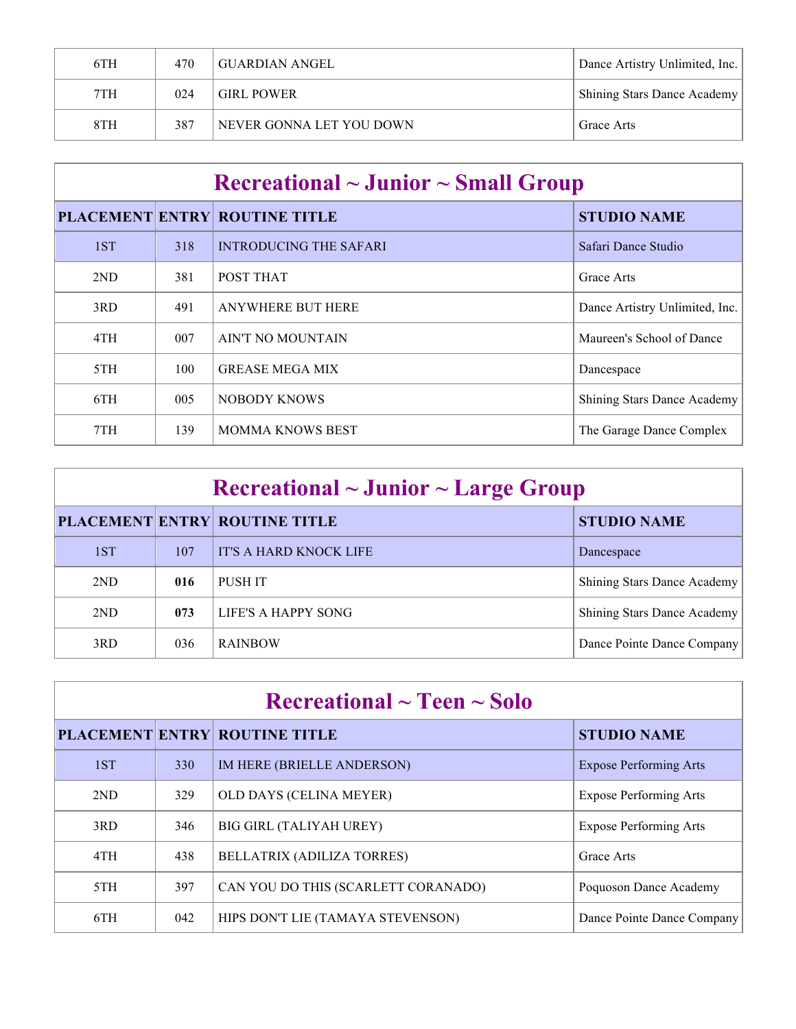| 6TH | 470 | GUARDIAN ANGEL | Dance Artistry Unlimited, Inc. |
|---|---|---|---|
| 7TH | 024 | GIRL POWER | Shining Stars Dance Academy |
| 8TH | 387 | NEVER GONNA LET YOU DOWN | Grace Arts |

## Recreational ~ Junior ~ Small Group

| PLACEMENT | ENTRY | ROUTINE TITLE | STUDIO NAME |
|---|---|---|---|
| 1ST | 318 | INTRODUCING THE SAFARI | Safari Dance Studio |
| 2ND | 381 | POST THAT | Grace Arts |
| 3RD | 491 | ANYWHERE BUT HERE | Dance Artistry Unlimited, Inc. |
| 4TH | 007 | AIN'T NO MOUNTAIN | Maureen's School of Dance |
| 5TH | 100 | GREASE MEGA MIX | Dancespace |
| 6TH | 005 | NOBODY KNOWS | Shining Stars Dance Academy |
| 7TH | 139 | MOMMA KNOWS BEST | The Garage Dance Complex |

## Recreational ~ Junior ~ Large Group

| PLACEMENT | ENTRY | ROUTINE TITLE | STUDIO NAME |
|---|---|---|---|
| 1ST | 107 | IT'S A HARD KNOCK LIFE | Dancespace |
| 2ND | **016** | PUSH IT | Shining Stars Dance Academy |
| 2ND | **073** | LIFE'S A HAPPY SONG | Shining Stars Dance Academy |
| 3RD | 036 | RAINBOW | Dance Pointe Dance Company |

## Recreational ~ Teen ~ Solo

| PLACEMENT | ENTRY | ROUTINE TITLE | STUDIO NAME |
|---|---|---|---|
| 1ST | 330 | IM HERE (BRIELLE ANDERSON) | Expose Performing Arts |
| 2ND | 329 | OLD DAYS (CELINA MEYER) | Expose Performing Arts |
| 3RD | 346 | BIG GIRL (TALIYAH UREY) | Expose Performing Arts |
| 4TH | 438 | BELLATRIX (ADILIZA TORRES) | Grace Arts |
| 5TH | 397 | CAN YOU DO THIS (SCARLETT CORANADO) | Poquoson Dance Academy |
| 6TH | 042 | HIPS DON'T LIE (TAMAYA STEVENSON) | Dance Pointe Dance Company |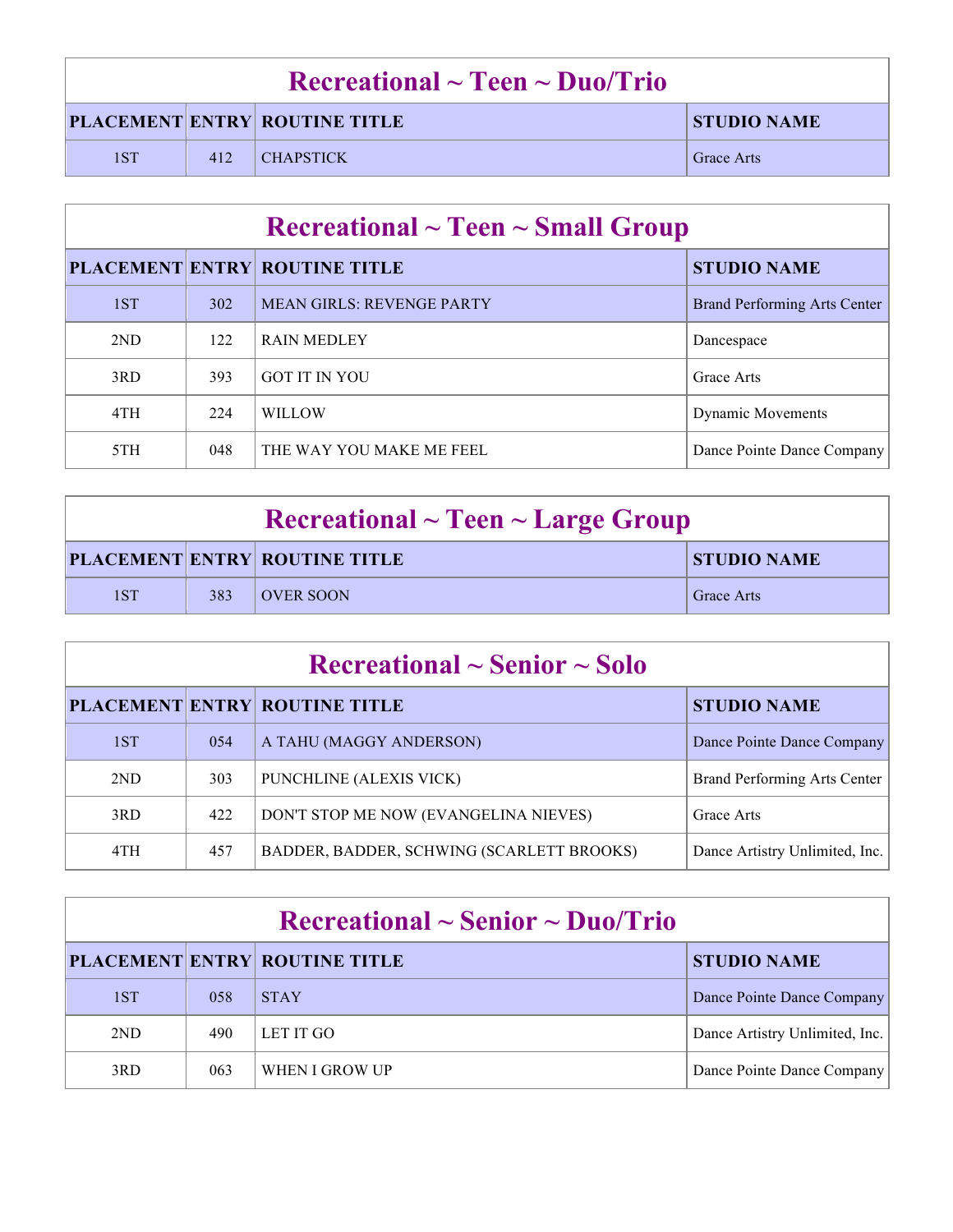## Recreational ~ Teen ~ Duo/Trio

| PLACEMENT | ENTRY | ROUTINE TITLE | STUDIO NAME |
|---|---|---|---|
| 1ST | 412 | CHAPSTICK | Grace Arts |

## Recreational ~ Teen ~ Small Group

| PLACEMENT | ENTRY | ROUTINE TITLE | STUDIO NAME |
|---|---|---|---|
| 1ST | 302 | MEAN GIRLS: REVENGE PARTY | Brand Performing Arts Center |
| 2ND | 122 | RAIN MEDLEY | Dancespace |
| 3RD | 393 | GOT IT IN YOU | Grace Arts |
| 4TH | 224 | WILLOW | Dynamic Movements |
| 5TH | 048 | THE WAY YOU MAKE ME FEEL | Dance Pointe Dance Company |

## Recreational ~ Teen ~ Large Group

| PLACEMENT | ENTRY | ROUTINE TITLE | STUDIO NAME |
|---|---|---|---|
| 1ST | 383 | OVER SOON | Grace Arts |

## Recreational ~ Senior ~ Solo

| PLACEMENT | ENTRY | ROUTINE TITLE | STUDIO NAME |
|---|---|---|---|
| 1ST | 054 | A TAHU (MAGGY ANDERSON) | Dance Pointe Dance Company |
| 2ND | 303 | PUNCHLINE (ALEXIS VICK) | Brand Performing Arts Center |
| 3RD | 422 | DON'T STOP ME NOW (EVANGELINA NIEVES) | Grace Arts |
| 4TH | 457 | BADDER, BADDER, SCHWING (SCARLETT BROOKS) | Dance Artistry Unlimited, Inc. |

## Recreational ~ Senior ~ Duo/Trio

| PLACEMENT | ENTRY | ROUTINE TITLE | STUDIO NAME |
|---|---|---|---|
| 1ST | 058 | STAY | Dance Pointe Dance Company |
| 2ND | 490 | LET IT GO | Dance Artistry Unlimited, Inc. |
| 3RD | 063 | WHEN I GROW UP | Dance Pointe Dance Company |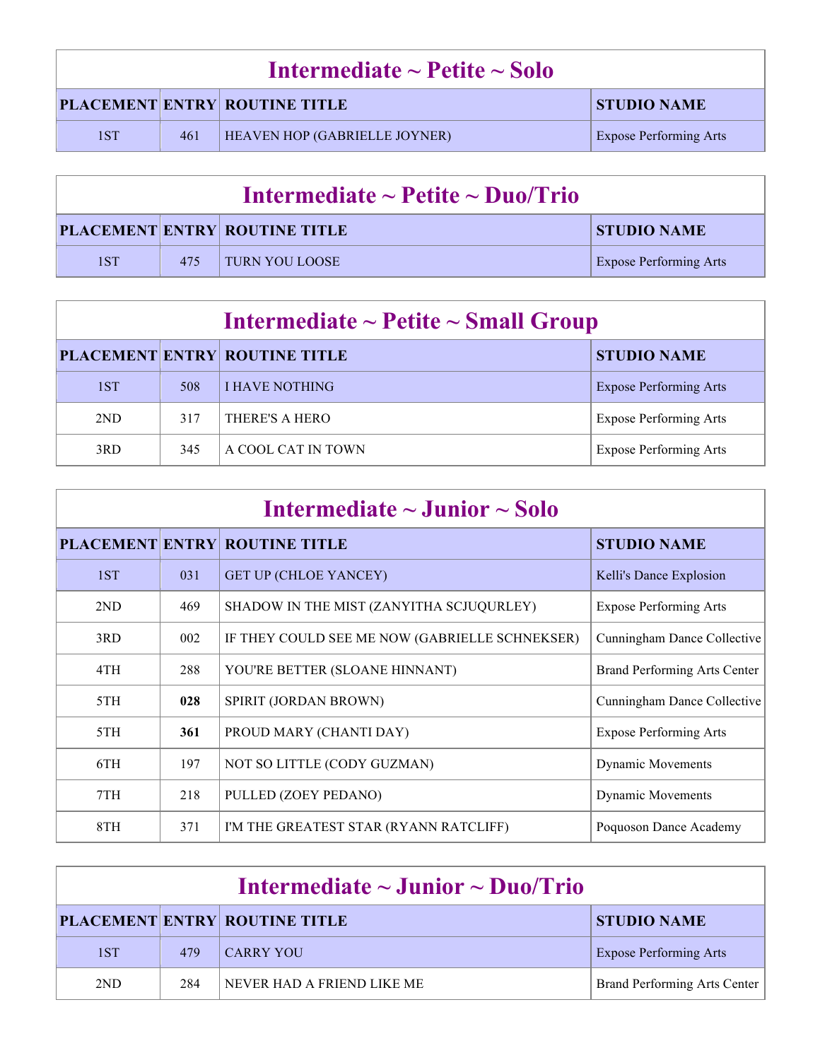## Intermediate ~ Petite ~ Solo

| PLACEMENT | ENTRY | ROUTINE TITLE | STUDIO NAME |
|---|---|---|---|
| 1ST | 461 | HEAVEN HOP (GABRIELLE JOYNER) | Expose Performing Arts |

## Intermediate ~ Petite ~ Duo/Trio

| PLACEMENT | ENTRY | ROUTINE TITLE | STUDIO NAME |
|---|---|---|---|
| 1ST | 475 | TURN YOU LOOSE | Expose Performing Arts |

## Intermediate ~ Petite ~ Small Group

| PLACEMENT | ENTRY | ROUTINE TITLE | STUDIO NAME |
|---|---|---|---|
| 1ST | 508 | I HAVE NOTHING | Expose Performing Arts |
| 2ND | 317 | THERE'S A HERO | Expose Performing Arts |
| 3RD | 345 | A COOL CAT IN TOWN | Expose Performing Arts |

## Intermediate ~ Junior ~ Solo

| PLACEMENT | ENTRY | ROUTINE TITLE | STUDIO NAME |
|---|---|---|---|
| 1ST | 031 | GET UP (CHLOE YANCEY) | Kelli's Dance Explosion |
| 2ND | 469 | SHADOW IN THE MIST (ZANYITHA SCJUQURLEY) | Expose Performing Arts |
| 3RD | 002 | IF THEY COULD SEE ME NOW (GABRIELLE SCHNEKSER) | Cunningham Dance Collective |
| 4TH | 288 | YOU'RE BETTER (SLOANE HINNANT) | Brand Performing Arts Center |
| 5TH | **028** | SPIRIT (JORDAN BROWN) | Cunningham Dance Collective |
| 5TH | **361** | PROUD MARY (CHANTI DAY) | Expose Performing Arts |
| 6TH | 197 | NOT SO LITTLE (CODY GUZMAN) | Dynamic Movements |
| 7TH | 218 | PULLED (ZOEY PEDANO) | Dynamic Movements |
| 8TH | 371 | I'M THE GREATEST STAR (RYANN RATCLIFF) | Poquoson Dance Academy |

## Intermediate ~ Junior ~ Duo/Trio

| PLACEMENT | ENTRY | ROUTINE TITLE | STUDIO NAME |
|---|---|---|---|
| 1ST | 479 | CARRY YOU | Expose Performing Arts |
| 2ND | 284 | NEVER HAD A FRIEND LIKE ME | Brand Performing Arts Center |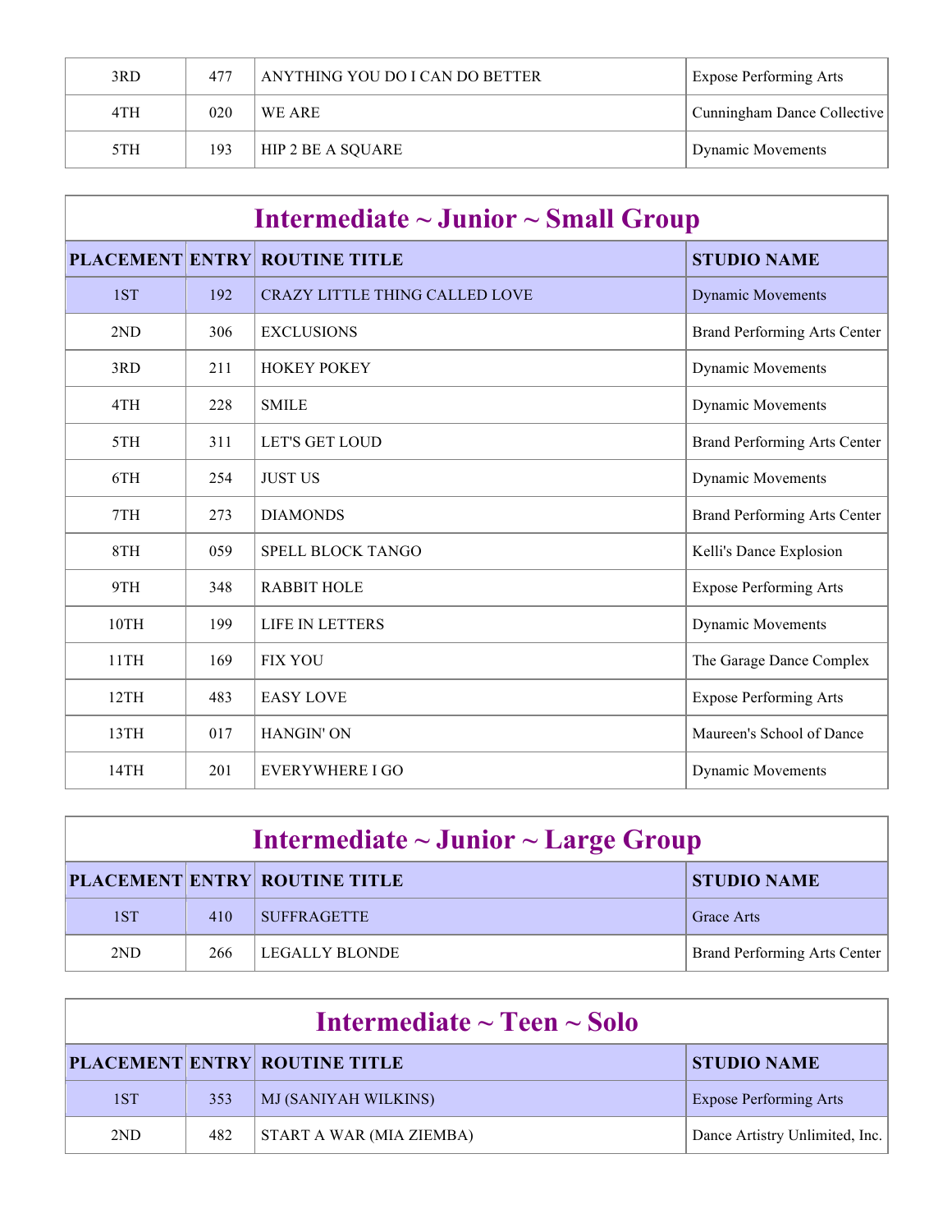| | | | |
|---|---|---|---|
| 3RD | 477 | ANYTHING YOU DO I CAN DO BETTER | Expose Performing Arts |
| 4TH | 020 | WE ARE | Cunningham Dance Collective |
| 5TH | 193 | HIP 2 BE A SQUARE | Dynamic Movements |

## Intermediate ~ Junior ~ Small Group

| PLACEMENT | ENTRY | ROUTINE TITLE | STUDIO NAME |
|---|---|---|---|
| 1ST | 192 | CRAZY LITTLE THING CALLED LOVE | Dynamic Movements |
| 2ND | 306 | EXCLUSIONS | Brand Performing Arts Center |
| 3RD | 211 | HOKEY POKEY | Dynamic Movements |
| 4TH | 228 | SMILE | Dynamic Movements |
| 5TH | 311 | LET'S GET LOUD | Brand Performing Arts Center |
| 6TH | 254 | JUST US | Dynamic Movements |
| 7TH | 273 | DIAMONDS | Brand Performing Arts Center |
| 8TH | 059 | SPELL BLOCK TANGO | Kelli's Dance Explosion |
| 9TH | 348 | RABBIT HOLE | Expose Performing Arts |
| 10TH | 199 | LIFE IN LETTERS | Dynamic Movements |
| 11TH | 169 | FIX YOU | The Garage Dance Complex |
| 12TH | 483 | EASY LOVE | Expose Performing Arts |
| 13TH | 017 | HANGIN' ON | Maureen's School of Dance |
| 14TH | 201 | EVERYWHERE I GO | Dynamic Movements |

## Intermediate ~ Junior ~ Large Group

| PLACEMENT | ENTRY | ROUTINE TITLE | STUDIO NAME |
|---|---|---|---|
| 1ST | 410 | SUFFRAGETTE | Grace Arts |
| 2ND | 266 | LEGALLY BLONDE | Brand Performing Arts Center |

## Intermediate ~ Teen ~ Solo

| PLACEMENT | ENTRY | ROUTINE TITLE | STUDIO NAME |
|---|---|---|---|
| 1ST | 353 | MJ (SANIYAH WILKINS) | Expose Performing Arts |
| 2ND | 482 | START A WAR (MIA ZIEMBA) | Dance Artistry Unlimited, Inc. |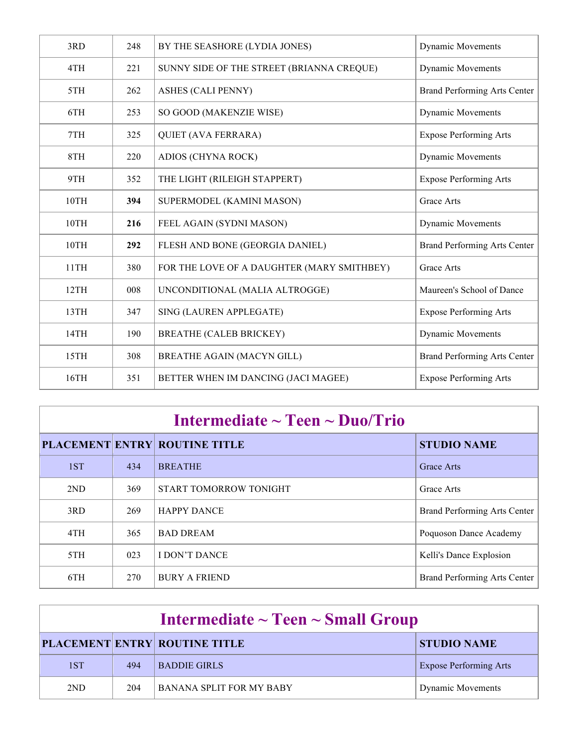| | | | |
|---|---|---|---|
| 3RD | 248 | BY THE SEASHORE (LYDIA JONES) | Dynamic Movements |
| 4TH | 221 | SUNNY SIDE OF THE STREET (BRIANNA CREQUE) | Dynamic Movements |
| 5TH | 262 | ASHES (CALI PENNY) | Brand Performing Arts Center |
| 6TH | 253 | SO GOOD (MAKENZIE WISE) | Dynamic Movements |
| 7TH | 325 | QUIET (AVA FERRARA) | Expose Performing Arts |
| 8TH | 220 | ADIOS (CHYNA ROCK) | Dynamic Movements |
| 9TH | 352 | THE LIGHT (RILEIGH STAPPERT) | Expose Performing Arts |
| 10TH | **394** | SUPERMODEL (KAMINI MASON) | Grace Arts |
| 10TH | **216** | FEEL AGAIN (SYDNI MASON) | Dynamic Movements |
| 10TH | **292** | FLESH AND BONE (GEORGIA DANIEL) | Brand Performing Arts Center |
| 11TH | 380 | FOR THE LOVE OF A DAUGHTER (MARY SMITHBEY) | Grace Arts |
| 12TH | 008 | UNCONDITIONAL (MALIA ALTROGGE) | Maureen's School of Dance |
| 13TH | 347 | SING (LAUREN APPLEGATE) | Expose Performing Arts |
| 14TH | 190 | BREATHE (CALEB BRICKEY) | Dynamic Movements |
| 15TH | 308 | BREATHE AGAIN (MACYN GILL) | Brand Performing Arts Center |
| 16TH | 351 | BETTER WHEN IM DANCING (JACI MAGEE) | Expose Performing Arts |

## Intermediate ~ Teen ~ Duo/Trio

| PLACEMENT | ENTRY | ROUTINE TITLE | STUDIO NAME |
|---|---|---|---|
| 1ST | 434 | BREATHE | Grace Arts |
| 2ND | 369 | START TOMORROW TONIGHT | Grace Arts |
| 3RD | 269 | HAPPY DANCE | Brand Performing Arts Center |
| 4TH | 365 | BAD DREAM | Poquoson Dance Academy |
| 5TH | 023 | I DON'T DANCE | Kelli's Dance Explosion |
| 6TH | 270 | BURY A FRIEND | Brand Performing Arts Center |

## Intermediate ~ Teen ~ Small Group

| PLACEMENT | ENTRY | ROUTINE TITLE | STUDIO NAME |
|---|---|---|---|
| 1ST | 494 | BADDIE GIRLS | Expose Performing Arts |
| 2ND | 204 | BANANA SPLIT FOR MY BABY | Dynamic Movements |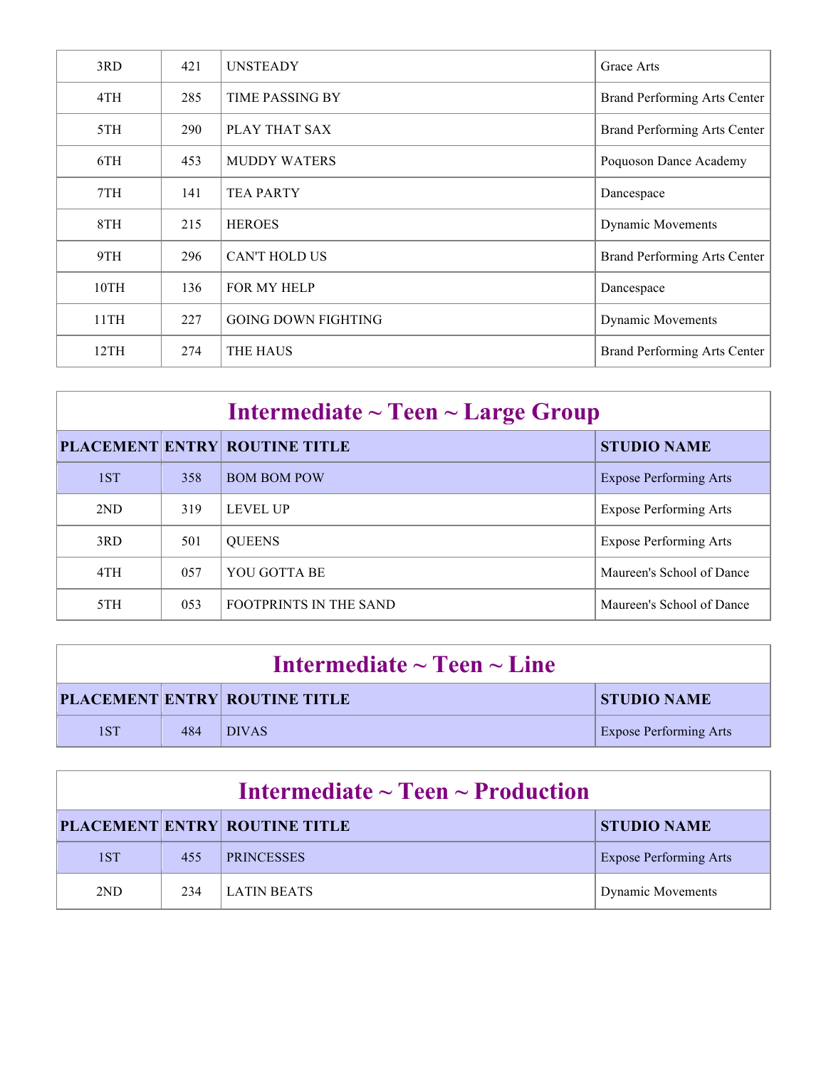| PLACEMENT | ENTRY | ROUTINE TITLE | STUDIO NAME |
| --- | --- | --- | --- |
| 3RD | 421 | UNSTEADY | Grace Arts |
| 4TH | 285 | TIME PASSING BY | Brand Performing Arts Center |
| 5TH | 290 | PLAY THAT SAX | Brand Performing Arts Center |
| 6TH | 453 | MUDDY WATERS | Poquoson Dance Academy |
| 7TH | 141 | TEA PARTY | Dancespace |
| 8TH | 215 | HEROES | Dynamic Movements |
| 9TH | 296 | CAN'T HOLD US | Brand Performing Arts Center |
| 10TH | 136 | FOR MY HELP | Dancespace |
| 11TH | 227 | GOING DOWN FIGHTING | Dynamic Movements |
| 12TH | 274 | THE HAUS | Brand Performing Arts Center |

## Intermediate ~ Teen ~ Large Group

| PLACEMENT | ENTRY | ROUTINE TITLE | STUDIO NAME |
| --- | --- | --- | --- |
| 1ST | 358 | BOM BOM POW | Expose Performing Arts |
| 2ND | 319 | LEVEL UP | Expose Performing Arts |
| 3RD | 501 | QUEENS | Expose Performing Arts |
| 4TH | 057 | YOU GOTTA BE | Maureen's School of Dance |
| 5TH | 053 | FOOTPRINTS IN THE SAND | Maureen's School of Dance |

## Intermediate ~ Teen ~ Line

| PLACEMENT | ENTRY | ROUTINE TITLE | STUDIO NAME |
| --- | --- | --- | --- |
| 1ST | 484 | DIVAS | Expose Performing Arts |

## Intermediate ~ Teen ~ Production

| PLACEMENT | ENTRY | ROUTINE TITLE | STUDIO NAME |
| --- | --- | --- | --- |
| 1ST | 455 | PRINCESSES | Expose Performing Arts |
| 2ND | 234 | LATIN BEATS | Dynamic Movements |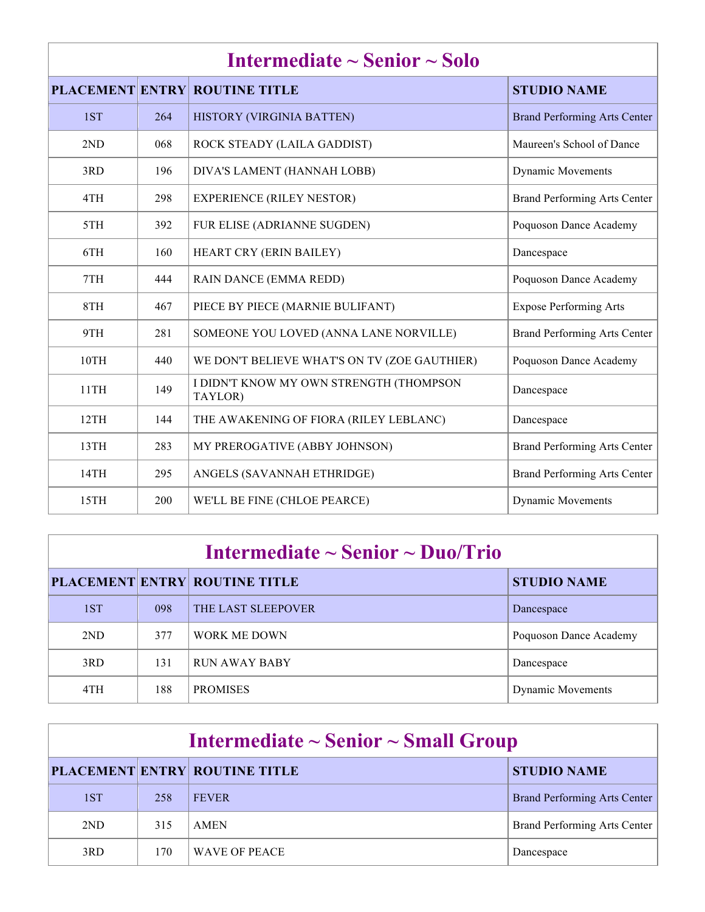## Intermediate ~ Senior ~ Solo

| PLACEMENT | ENTRY | ROUTINE TITLE | STUDIO NAME |
|---|---|---|---|
| 1ST | 264 | HISTORY (VIRGINIA BATTEN) | Brand Performing Arts Center |
| 2ND | 068 | ROCK STEADY (LAILA GADDIST) | Maureen's School of Dance |
| 3RD | 196 | DIVA'S LAMENT (HANNAH LOBB) | Dynamic Movements |
| 4TH | 298 | EXPERIENCE (RILEY NESTOR) | Brand Performing Arts Center |
| 5TH | 392 | FUR ELISE (ADRIANNE SUGDEN) | Poquoson Dance Academy |
| 6TH | 160 | HEART CRY (ERIN BAILEY) | Dancespace |
| 7TH | 444 | RAIN DANCE (EMMA REDD) | Poquoson Dance Academy |
| 8TH | 467 | PIECE BY PIECE (MARNIE BULIFANT) | Expose Performing Arts |
| 9TH | 281 | SOMEONE YOU LOVED (ANNA LANE NORVILLE) | Brand Performing Arts Center |
| 10TH | 440 | WE DON'T BELIEVE WHAT'S ON TV (ZOE GAUTHIER) | Poquoson Dance Academy |
| 11TH | 149 | I DIDN'T KNOW MY OWN STRENGTH (THOMPSON TAYLOR) | Dancespace |
| 12TH | 144 | THE AWAKENING OF FIORA (RILEY LEBLANC) | Dancespace |
| 13TH | 283 | MY PREROGATIVE (ABBY JOHNSON) | Brand Performing Arts Center |
| 14TH | 295 | ANGELS (SAVANNAH ETHRIDGE) | Brand Performing Arts Center |
| 15TH | 200 | WE'LL BE FINE (CHLOE PEARCE) | Dynamic Movements |

## Intermediate ~ Senior ~ Duo/Trio

| PLACEMENT | ENTRY | ROUTINE TITLE | STUDIO NAME |
|---|---|---|---|
| 1ST | 098 | THE LAST SLEEPOVER | Dancespace |
| 2ND | 377 | WORK ME DOWN | Poquoson Dance Academy |
| 3RD | 131 | RUN AWAY BABY | Dancespace |
| 4TH | 188 | PROMISES | Dynamic Movements |

## Intermediate ~ Senior ~ Small Group

| PLACEMENT | ENTRY | ROUTINE TITLE | STUDIO NAME |
|---|---|---|---|
| 1ST | 258 | FEVER | Brand Performing Arts Center |
| 2ND | 315 | AMEN | Brand Performing Arts Center |
| 3RD | 170 | WAVE OF PEACE | Dancespace |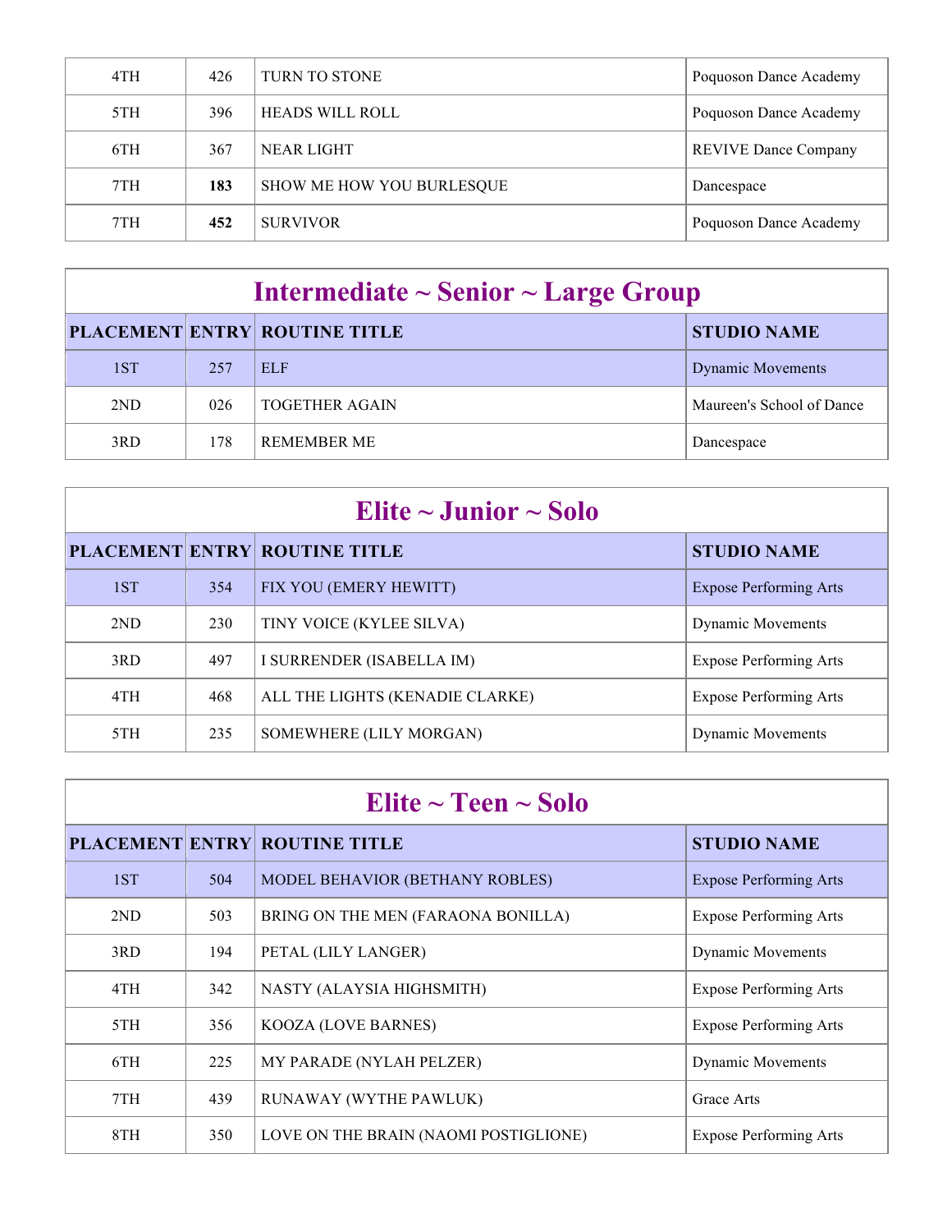| | | | |
|---|---|---|---|
| 4TH | 426 | TURN TO STONE | Poquoson Dance Academy |
| 5TH | 396 | HEADS WILL ROLL | Poquoson Dance Academy |
| 6TH | 367 | NEAR LIGHT | REVIVE Dance Company |
| 7TH | **183** | SHOW ME HOW YOU BURLESQUE | Dancespace |
| 7TH | **452** | SURVIVOR | Poquoson Dance Academy |

## Intermediate ~ Senior ~ Large Group

| PLACEMENT | ENTRY | ROUTINE TITLE | STUDIO NAME |
|---|---|---|---|
| 1ST | 257 | ELF | Dynamic Movements |
| 2ND | 026 | TOGETHER AGAIN | Maureen's School of Dance |
| 3RD | 178 | REMEMBER ME | Dancespace |

## Elite ~ Junior ~ Solo

| PLACEMENT | ENTRY | ROUTINE TITLE | STUDIO NAME |
|---|---|---|---|
| 1ST | 354 | FIX YOU (EMERY HEWITT) | Expose Performing Arts |
| 2ND | 230 | TINY VOICE (KYLEE SILVA) | Dynamic Movements |
| 3RD | 497 | I SURRENDER (ISABELLA IM) | Expose Performing Arts |
| 4TH | 468 | ALL THE LIGHTS (KENADIE CLARKE) | Expose Performing Arts |
| 5TH | 235 | SOMEWHERE (LILY MORGAN) | Dynamic Movements |

## Elite ~ Teen ~ Solo

| PLACEMENT | ENTRY | ROUTINE TITLE | STUDIO NAME |
|---|---|---|---|
| 1ST | 504 | MODEL BEHAVIOR (BETHANY ROBLES) | Expose Performing Arts |
| 2ND | 503 | BRING ON THE MEN (FARAONA BONILLA) | Expose Performing Arts |
| 3RD | 194 | PETAL (LILY LANGER) | Dynamic Movements |
| 4TH | 342 | NASTY (ALAYSIA HIGHSMITH) | Expose Performing Arts |
| 5TH | 356 | KOOZA (LOVE BARNES) | Expose Performing Arts |
| 6TH | 225 | MY PARADE (NYLAH PELZER) | Dynamic Movements |
| 7TH | 439 | RUNAWAY (WYTHE PAWLUK) | Grace Arts |
| 8TH | 350 | LOVE ON THE BRAIN (NAOMI POSTIGLIONE) | Expose Performing Arts |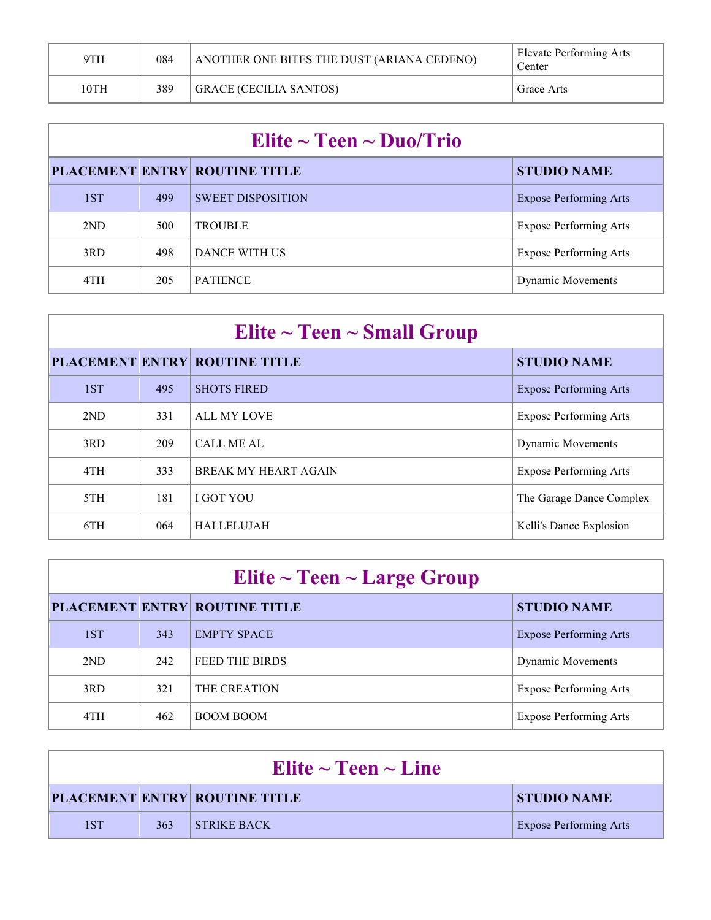| 9TH | 084 | ANOTHER ONE BITES THE DUST (ARIANA CEDENO) | Elevate Performing Arts Center |
|---|---|---|---|
| 10TH | 389 | GRACE (CECILIA SANTOS) | Grace Arts |

## Elite ~ Teen ~ Duo/Trio

| PLACEMENT | ENTRY | ROUTINE TITLE | STUDIO NAME |
|---|---|---|---|
| 1ST | 499 | SWEET DISPOSITION | Expose Performing Arts |
| 2ND | 500 | TROUBLE | Expose Performing Arts |
| 3RD | 498 | DANCE WITH US | Expose Performing Arts |
| 4TH | 205 | PATIENCE | Dynamic Movements |

## Elite ~ Teen ~ Small Group

| PLACEMENT | ENTRY | ROUTINE TITLE | STUDIO NAME |
|---|---|---|---|
| 1ST | 495 | SHOTS FIRED | Expose Performing Arts |
| 2ND | 331 | ALL MY LOVE | Expose Performing Arts |
| 3RD | 209 | CALL ME AL | Dynamic Movements |
| 4TH | 333 | BREAK MY HEART AGAIN | Expose Performing Arts |
| 5TH | 181 | I GOT YOU | The Garage Dance Complex |
| 6TH | 064 | HALLELUJAH | Kelli's Dance Explosion |

## Elite ~ Teen ~ Large Group

| PLACEMENT | ENTRY | ROUTINE TITLE | STUDIO NAME |
|---|---|---|---|
| 1ST | 343 | EMPTY SPACE | Expose Performing Arts |
| 2ND | 242 | FEED THE BIRDS | Dynamic Movements |
| 3RD | 321 | THE CREATION | Expose Performing Arts |
| 4TH | 462 | BOOM BOOM | Expose Performing Arts |

## Elite ~ Teen ~ Line

| PLACEMENT | ENTRY | ROUTINE TITLE | STUDIO NAME |
|---|---|---|---|
| 1ST | 363 | STRIKE BACK | Expose Performing Arts |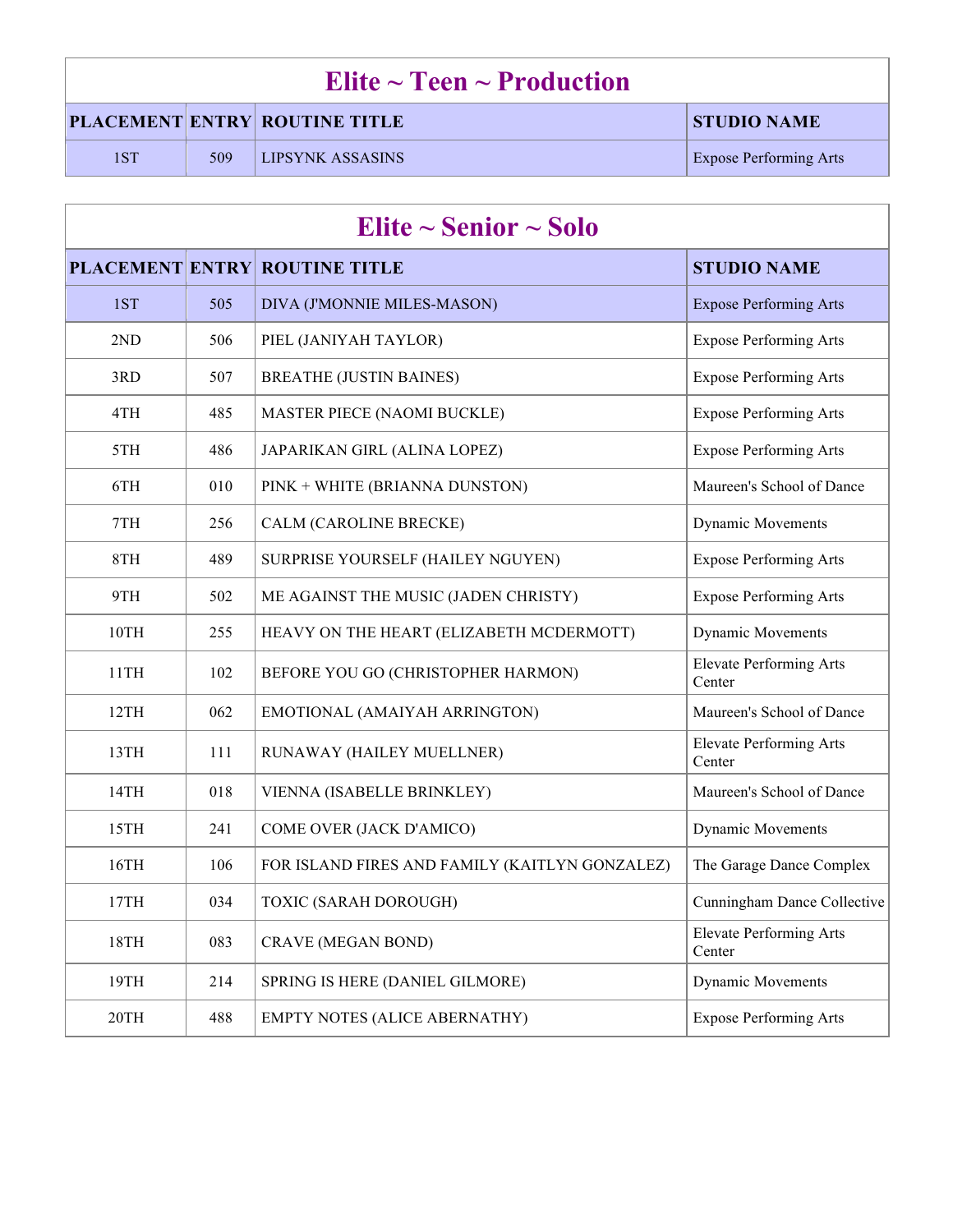## Elite ~ Teen ~ Production

| PLACEMENT | ENTRY | ROUTINE TITLE | STUDIO NAME |
|---|---|---|---|
| 1ST | 509 | LIPSYNK ASSASINS | Expose Performing Arts |

## Elite ~ Senior ~ Solo

| PLACEMENT | ENTRY | ROUTINE TITLE | STUDIO NAME |
|---|---|---|---|
| 1ST | 505 | DIVA (J'MONNIE MILES-MASON) | Expose Performing Arts |
| 2ND | 506 | PIEL (JANIYAH TAYLOR) | Expose Performing Arts |
| 3RD | 507 | BREATHE (JUSTIN BAINES) | Expose Performing Arts |
| 4TH | 485 | MASTER PIECE (NAOMI BUCKLE) | Expose Performing Arts |
| 5TH | 486 | JAPARIKAN GIRL (ALINA LOPEZ) | Expose Performing Arts |
| 6TH | 010 | PINK + WHITE (BRIANNA DUNSTON) | Maureen's School of Dance |
| 7TH | 256 | CALM (CAROLINE BRECKE) | Dynamic Movements |
| 8TH | 489 | SURPRISE YOURSELF (HAILEY NGUYEN) | Expose Performing Arts |
| 9TH | 502 | ME AGAINST THE MUSIC (JADEN CHRISTY) | Expose Performing Arts |
| 10TH | 255 | HEAVY ON THE HEART (ELIZABETH MCDERMOTT) | Dynamic Movements |
| 11TH | 102 | BEFORE YOU GO (CHRISTOPHER HARMON) | Elevate Performing Arts Center |
| 12TH | 062 | EMOTIONAL (AMAIYAH ARRINGTON) | Maureen's School of Dance |
| 13TH | 111 | RUNAWAY (HAILEY MUELLNER) | Elevate Performing Arts Center |
| 14TH | 018 | VIENNA (ISABELLE BRINKLEY) | Maureen's School of Dance |
| 15TH | 241 | COME OVER (JACK D'AMICO) | Dynamic Movements |
| 16TH | 106 | FOR ISLAND FIRES AND FAMILY (KAITLYN GONZALEZ) | The Garage Dance Complex |
| 17TH | 034 | TOXIC (SARAH DOROUGH) | Cunningham Dance Collective |
| 18TH | 083 | CRAVE (MEGAN BOND) | Elevate Performing Arts Center |
| 19TH | 214 | SPRING IS HERE (DANIEL GILMORE) | Dynamic Movements |
| 20TH | 488 | EMPTY NOTES (ALICE ABERNATHY) | Expose Performing Arts |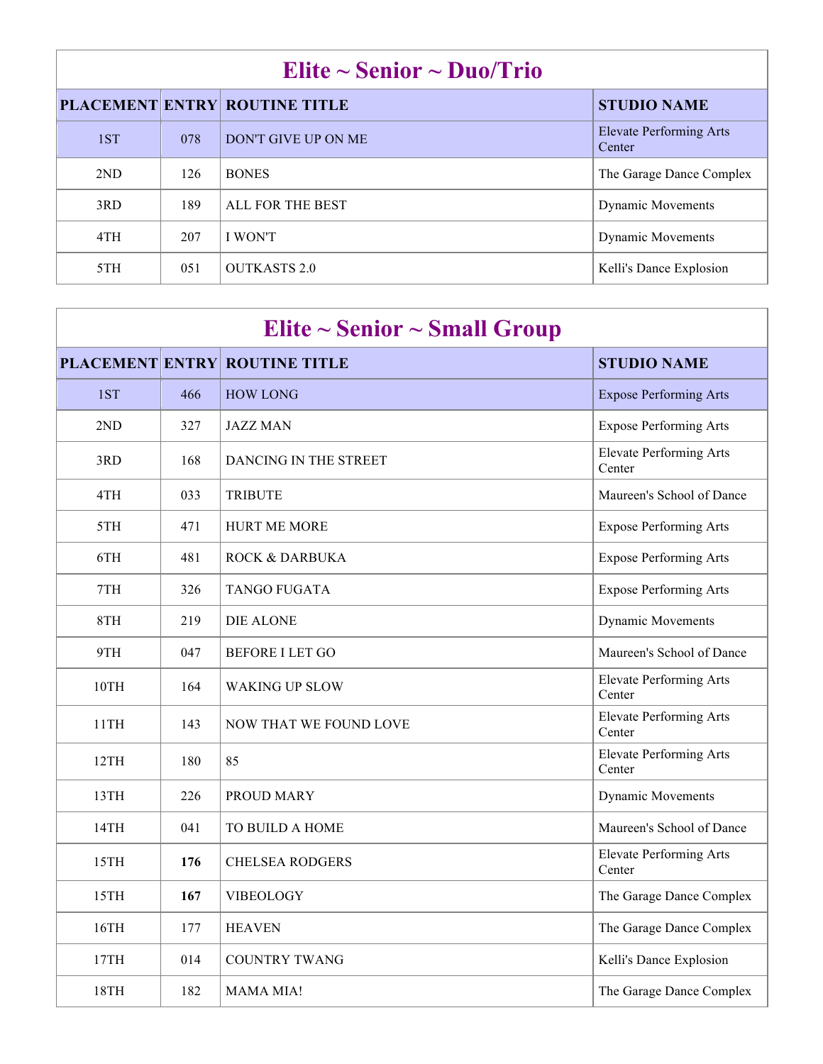## Elite ~ Senior ~ Duo/Trio

| PLACEMENT | ENTRY | ROUTINE TITLE | STUDIO NAME |
| --- | --- | --- | --- |
| 1ST | 078 | DON'T GIVE UP ON ME | Elevate Performing Arts Center |
| 2ND | 126 | BONES | The Garage Dance Complex |
| 3RD | 189 | ALL FOR THE BEST | Dynamic Movements |
| 4TH | 207 | I WON'T | Dynamic Movements |
| 5TH | 051 | OUTKASTS 2.0 | Kelli's Dance Explosion |

## Elite ~ Senior ~ Small Group

| PLACEMENT | ENTRY | ROUTINE TITLE | STUDIO NAME |
| --- | --- | --- | --- |
| 1ST | 466 | HOW LONG | Expose Performing Arts |
| 2ND | 327 | JAZZ MAN | Expose Performing Arts |
| 3RD | 168 | DANCING IN THE STREET | Elevate Performing Arts Center |
| 4TH | 033 | TRIBUTE | Maureen's School of Dance |
| 5TH | 471 | HURT ME MORE | Expose Performing Arts |
| 6TH | 481 | ROCK & DARBUKA | Expose Performing Arts |
| 7TH | 326 | TANGO FUGATA | Expose Performing Arts |
| 8TH | 219 | DIE ALONE | Dynamic Movements |
| 9TH | 047 | BEFORE I LET GO | Maureen's School of Dance |
| 10TH | 164 | WAKING UP SLOW | Elevate Performing Arts Center |
| 11TH | 143 | NOW THAT WE FOUND LOVE | Elevate Performing Arts Center |
| 12TH | 180 | 85 | Elevate Performing Arts Center |
| 13TH | 226 | PROUD MARY | Dynamic Movements |
| 14TH | 041 | TO BUILD A HOME | Maureen's School of Dance |
| 15TH | **176** | CHELSEA RODGERS | Elevate Performing Arts Center |
| 15TH | **167** | VIBEOLOGY | The Garage Dance Complex |
| 16TH | 177 | HEAVEN | The Garage Dance Complex |
| 17TH | 014 | COUNTRY TWANG | Kelli's Dance Explosion |
| 18TH | 182 | MAMA MIA! | The Garage Dance Complex |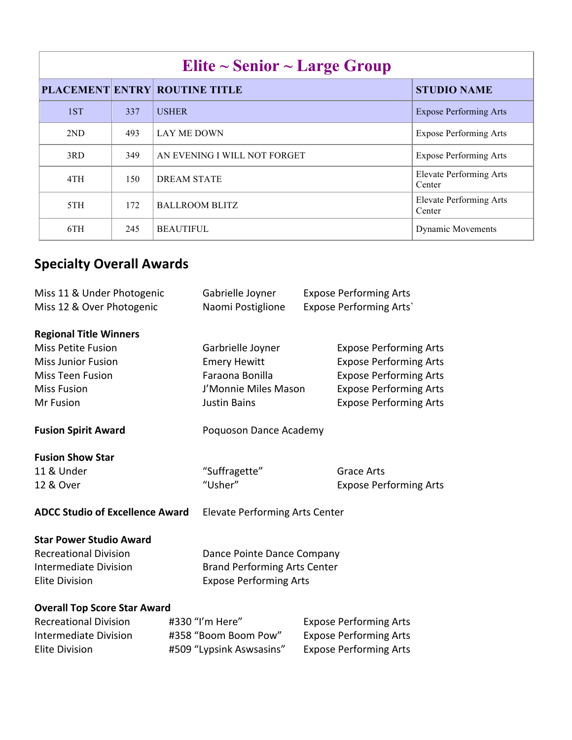| Elite ~ Senior ~ Large Group | | | |
|---|---|---|---|
| PLACEMENT | ENTRY | ROUTINE TITLE | STUDIO NAME |
| 1ST | 337 | USHER | Expose Performing Arts |
| 2ND | 493 | LAY ME DOWN | Expose Performing Arts |
| 3RD | 349 | AN EVENING I WILL NOT FORGET | Expose Performing Arts |
| 4TH | 150 | DREAM STATE | Elevate Performing Arts Center |
| 5TH | 172 | BALLROOM BLITZ | Elevate Performing Arts Center |
| 6TH | 245 | BEAUTIFUL | Dynamic Movements |

## Specialty Overall Awards

| | | |
|---|---|---|
| Miss 11 & Under Photogenic | Gabrielle Joyner | Expose Performing Arts |
| Miss 12 & Over Photogenic | Naomi Postiglione | Expose Performing Arts` |

**Regional Title Winners**

| | | |
|---|---|---|
| Miss Petite Fusion | Garbrielle Joyner | Expose Performing Arts |
| Miss Junior Fusion | Emery Hewitt | Expose Performing Arts |
| Miss Teen Fusion | Faraona Bonilla | Expose Performing Arts |
| Miss Fusion | J'Monnie Miles Mason | Expose Performing Arts |
| Mr Fusion | Justin Bains | Expose Performing Arts |

**Fusion Spirit Award** Poquoson Dance Academy

**Fusion Show Star**

| | | |
|---|---|---|
| 11 & Under | "Suffragette" | Grace Arts |
| 12 & Over | "Usher" | Expose Performing Arts |

**ADCC Studio of Excellence Award** Elevate Performing Arts Center

**Star Power Studio Award**

| | |
|---|---|
| Recreational Division | Dance Pointe Dance Company |
| Intermediate Division | Brand Performing Arts Center |
| Elite Division | Expose Performing Arts |

**Overall Top Score Star Award**

| | | |
|---|---|---|
| Recreational Division | #330 "I'm Here" | Expose Performing Arts |
| Intermediate Division | #358 "Boom Boom Pow" | Expose Performing Arts |
| Elite Division | #509 "Lypsink Aswsasins" | Expose Performing Arts |